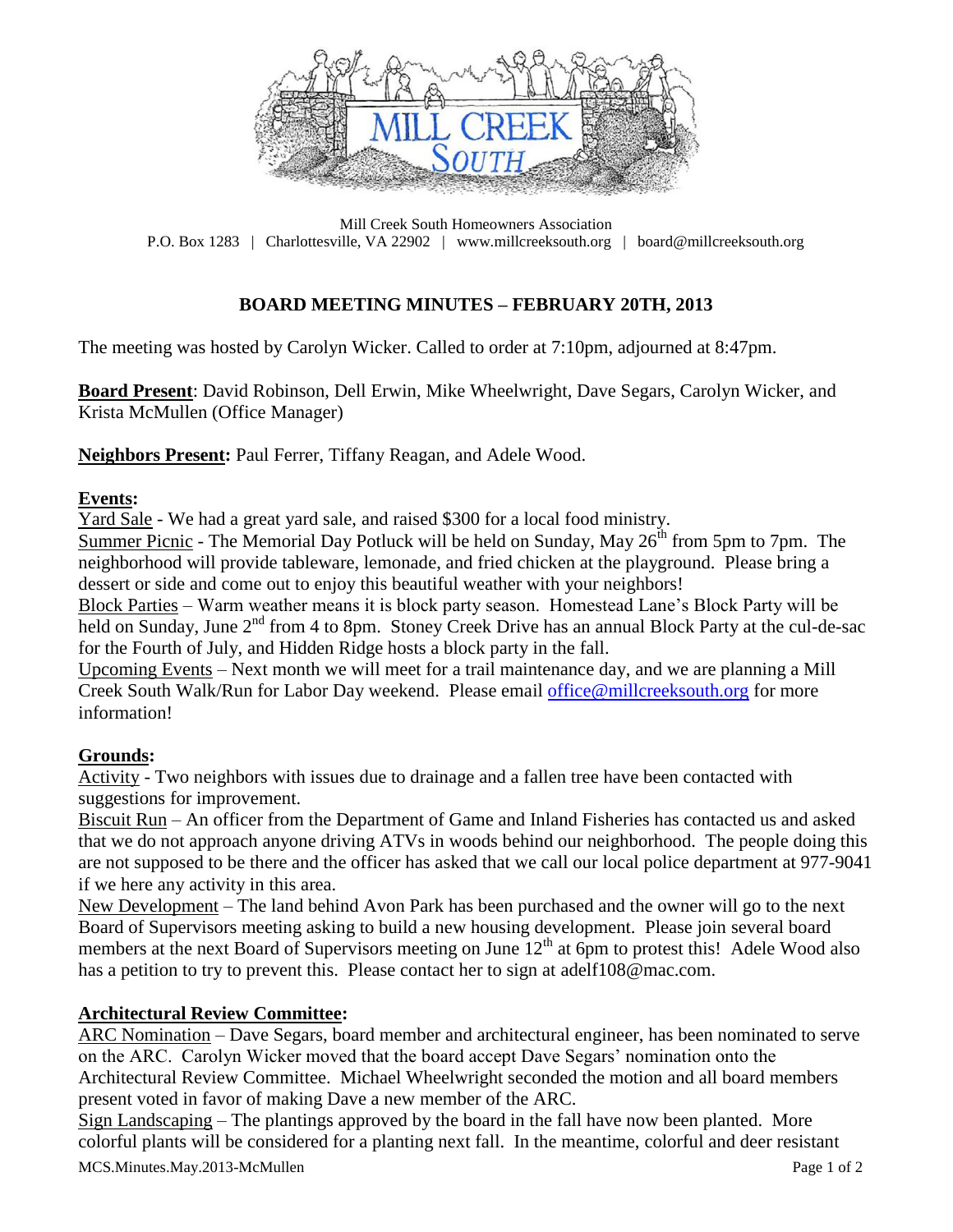Mill Creek South Homeowners Association
P.O. Box 1283 | Charlottesville, VA 22902 | www.millcreeksouth.org | board@millcreeksouth.org

## BOARD MEETING MINUTES – FEBRUARY 20TH, 2013

The meeting was hosted by Carolyn Wicker. Called to order at 7:10pm, adjourned at 8:47pm.

**Board Present**: David Robinson, Dell Erwin, Mike Wheelwright, Dave Segars, Carolyn Wicker, and Krista McMullen (Office Manager)

**Neighbors Present:** Paul Ferrer, Tiffany Reagan, and Adele Wood.

### Events:

Yard Sale - We had a great yard sale, and raised $300 for a local food ministry.
Summer Picnic - The Memorial Day Potluck will be held on Sunday, May 26th from 5pm to 7pm. The neighborhood will provide tableware, lemonade, and fried chicken at the playground. Please bring a dessert or side and come out to enjoy this beautiful weather with your neighbors!
Block Parties – Warm weather means it is block party season. Homestead Lane's Block Party will be held on Sunday, June 2nd from 4 to 8pm. Stoney Creek Drive has an annual Block Party at the cul-de-sac for the Fourth of July, and Hidden Ridge hosts a block party in the fall.
Upcoming Events – Next month we will meet for a trail maintenance day, and we are planning a Mill Creek South Walk/Run for Labor Day weekend. Please email office@millcreeksouth.org for more information!

### Grounds:

Activity - Two neighbors with issues due to drainage and a fallen tree have been contacted with suggestions for improvement.
Biscuit Run – An officer from the Department of Game and Inland Fisheries has contacted us and asked that we do not approach anyone driving ATVs in woods behind our neighborhood. The people doing this are not supposed to be there and the officer has asked that we call our local police department at 977-9041 if we here any activity in this area.
New Development – The land behind Avon Park has been purchased and the owner will go to the next Board of Supervisors meeting asking to build a new housing development. Please join several board members at the next Board of Supervisors meeting on June 12th at 6pm to protest this! Adele Wood also has a petition to try to prevent this. Please contact her to sign at adelf108@mac.com.

### Architectural Review Committee:

ARC Nomination – Dave Segars, board member and architectural engineer, has been nominated to serve on the ARC. Carolyn Wicker moved that the board accept Dave Segars' nomination onto the Architectural Review Committee. Michael Wheelwright seconded the motion and all board members present voted in favor of making Dave a new member of the ARC.
Sign Landscaping – The plantings approved by the board in the fall have now been planted. More colorful plants will be considered for a planting next fall. In the meantime, colorful and deer resistant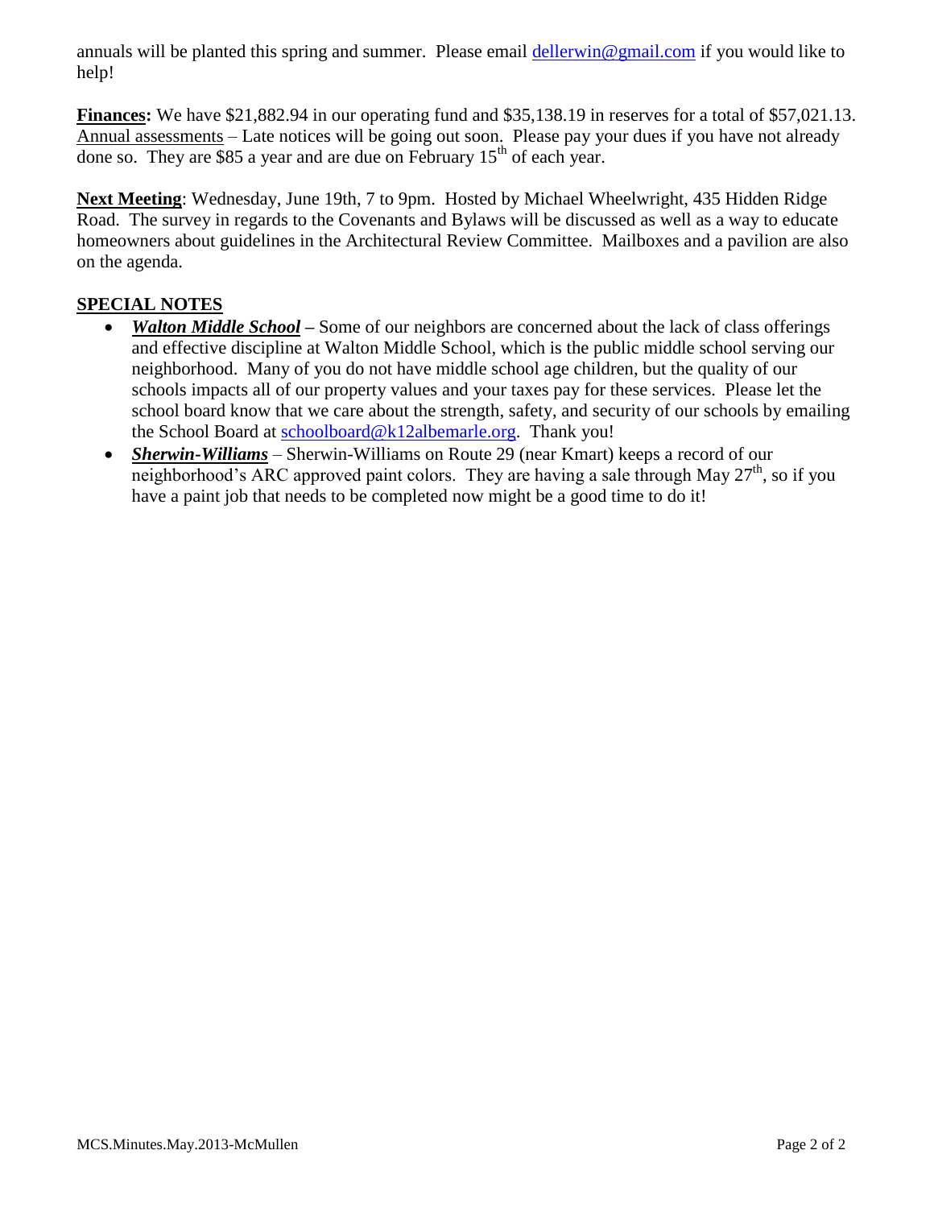annuals will be planted this spring and summer. Please email dellerwin@gmail.com if you would like to help!

**Finances:** We have $21,882.94 in our operating fund and $35,138.19 in reserves for a total of $57,021.13. Annual assessments – Late notices will be going out soon. Please pay your dues if you have not already done so. They are $85 a year and are due on February 15th of each year.

**Next Meeting**: Wednesday, June 19th, 7 to 9pm. Hosted by Michael Wheelwright, 435 Hidden Ridge Road. The survey in regards to the Covenants and Bylaws will be discussed as well as a way to educate homeowners about guidelines in the Architectural Review Committee. Mailboxes and a pavilion are also on the agenda.

**SPECIAL NOTES**

- ***Walton Middle School*** – Some of our neighbors are concerned about the lack of class offerings and effective discipline at Walton Middle School, which is the public middle school serving our neighborhood. Many of you do not have middle school age children, but the quality of our schools impacts all of our property values and your taxes pay for these services. Please let the school board know that we care about the strength, safety, and security of our schools by emailing the School Board at schoolboard@k12albemarle.org. Thank you!
- ***Sherwin-Williams*** – Sherwin-Williams on Route 29 (near Kmart) keeps a record of our neighborhood's ARC approved paint colors. They are having a sale through May 27th, so if you have a paint job that needs to be completed now might be a good time to do it!